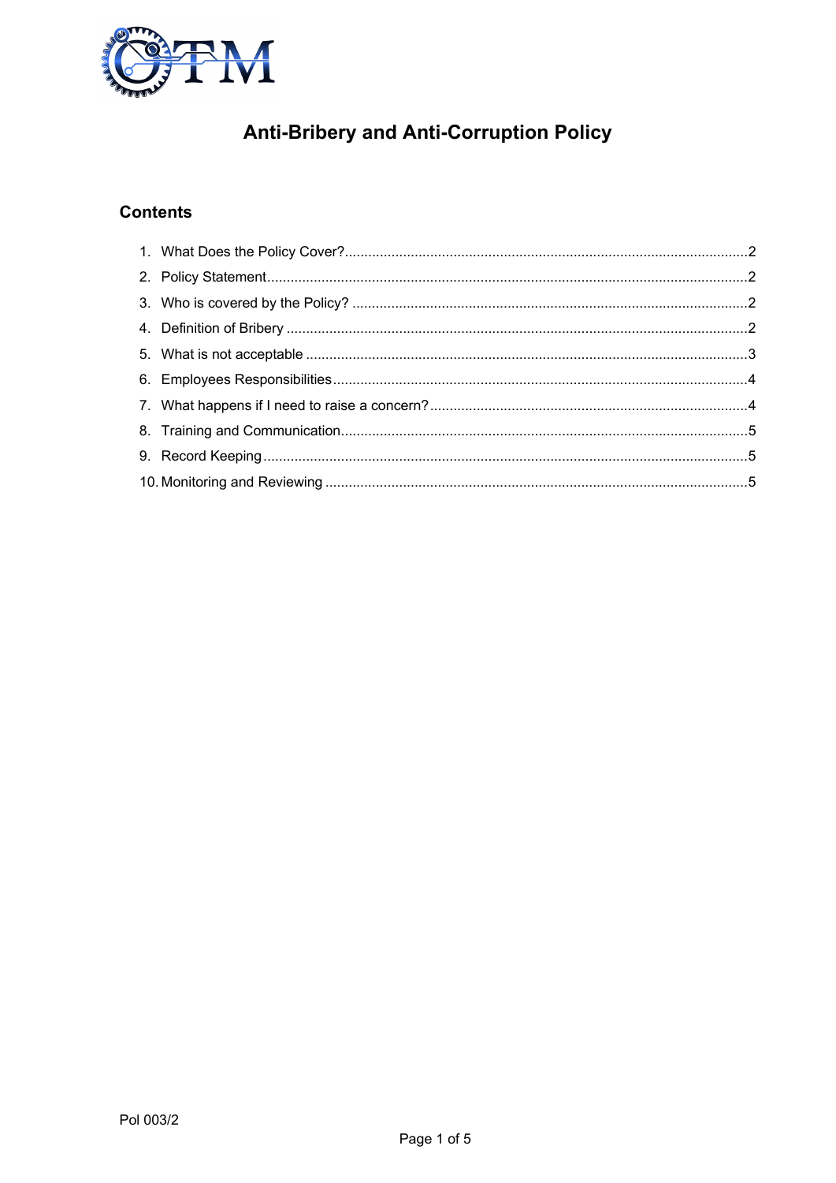# Anti-Bribery and Anti-Corruption Policy

## Contents

1. What Does the Policy Cover? ..... 2
2. Policy Statement ..... 2
3. Who is covered by the Policy? ..... 2
4. Definition of Bribery ..... 2
5. What is not acceptable ..... 3
6. Employees Responsibilities ..... 4
7. What happens if I need to raise a concern? ..... 4
8. Training and Communication ..... 5
9. Record Keeping ..... 5
10. Monitoring and Reviewing ..... 5

Pol 003/2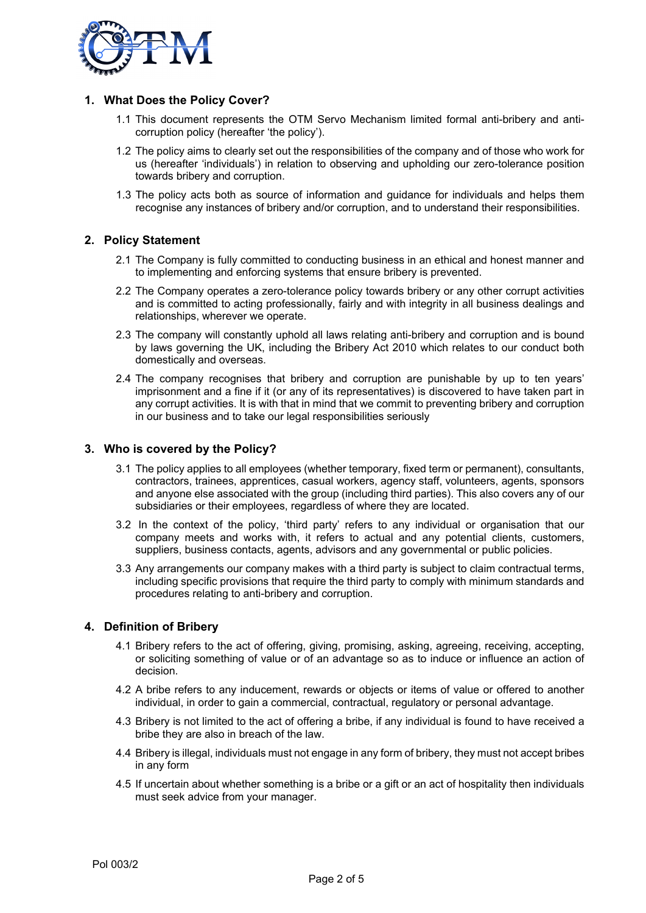## 1. What Does the Policy Cover?

1.1 This document represents the OTM Servo Mechanism limited formal anti-bribery and anti-corruption policy (hereafter 'the policy').

1.2 The policy aims to clearly set out the responsibilities of the company and of those who work for us (hereafter 'individuals') in relation to observing and upholding our zero-tolerance position towards bribery and corruption.

1.3 The policy acts both as source of information and guidance for individuals and helps them recognise any instances of bribery and/or corruption, and to understand their responsibilities.

## 2. Policy Statement

2.1 The Company is fully committed to conducting business in an ethical and honest manner and to implementing and enforcing systems that ensure bribery is prevented.

2.2 The Company operates a zero-tolerance policy towards bribery or any other corrupt activities and is committed to acting professionally, fairly and with integrity in all business dealings and relationships, wherever we operate.

2.3 The company will constantly uphold all laws relating anti-bribery and corruption and is bound by laws governing the UK, including the Bribery Act 2010 which relates to our conduct both domestically and overseas.

2.4 The company recognises that bribery and corruption are punishable by up to ten years' imprisonment and a fine if it (or any of its representatives) is discovered to have taken part in any corrupt activities. It is with that in mind that we commit to preventing bribery and corruption in our business and to take our legal responsibilities seriously

## 3. Who is covered by the Policy?

3.1 The policy applies to all employees (whether temporary, fixed term or permanent), consultants, contractors, trainees, apprentices, casual workers, agency staff, volunteers, agents, sponsors and anyone else associated with the group (including third parties). This also covers any of our subsidiaries or their employees, regardless of where they are located.

3.2 In the context of the policy, 'third party' refers to any individual or organisation that our company meets and works with, it refers to actual and any potential clients, customers, suppliers, business contacts, agents, advisors and any governmental or public policies.

3.3 Any arrangements our company makes with a third party is subject to claim contractual terms, including specific provisions that require the third party to comply with minimum standards and procedures relating to anti-bribery and corruption.

## 4. Definition of Bribery

4.1 Bribery refers to the act of offering, giving, promising, asking, agreeing, receiving, accepting, or soliciting something of value or of an advantage so as to induce or influence an action of decision.

4.2 A bribe refers to any inducement, rewards or objects or items of value or offered to another individual, in order to gain a commercial, contractual, regulatory or personal advantage.

4.3 Bribery is not limited to the act of offering a bribe, if any individual is found to have received a bribe they are also in breach of the law.

4.4 Bribery is illegal, individuals must not engage in any form of bribery, they must not accept bribes in any form

4.5 If uncertain about whether something is a bribe or a gift or an act of hospitality then individuals must seek advice from your manager.

Pol 003/2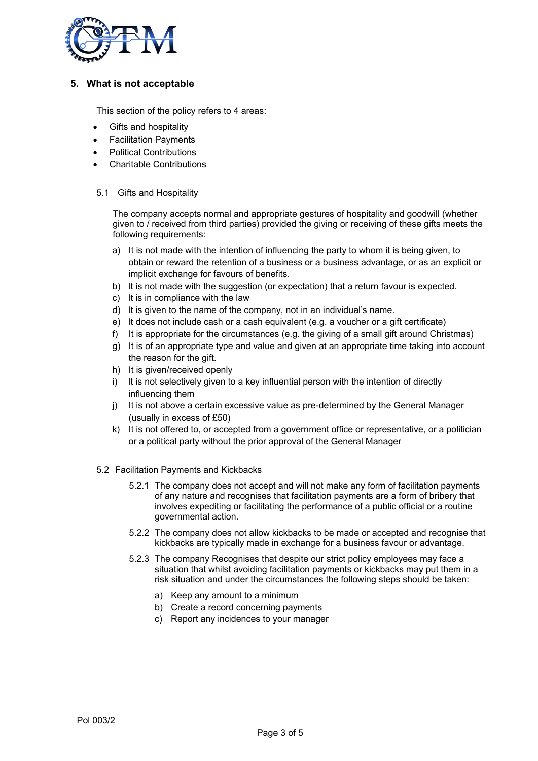## 5. What is not acceptable

This section of the policy refers to 4 areas:

- Gifts and hospitality
- Facilitation Payments
- Political Contributions
- Charitable Contributions

### 5.1 Gifts and Hospitality

The company accepts normal and appropriate gestures of hospitality and goodwill (whether given to / received from third parties) provided the giving or receiving of these gifts meets the following requirements:

a) It is not made with the intention of influencing the party to whom it is being given, to obtain or reward the retention of a business or a business advantage, or as an explicit or implicit exchange for favours of benefits.
b) It is not made with the suggestion (or expectation) that a return favour is expected.
c) It is in compliance with the law
d) It is given to the name of the company, not in an individual's name.
e) It does not include cash or a cash equivalent (e.g. a voucher or a gift certificate)
f) It is appropriate for the circumstances (e.g. the giving of a small gift around Christmas)
g) It is of an appropriate type and value and given at an appropriate time taking into account the reason for the gift.
h) It is given/received openly
i) It is not selectively given to a key influential person with the intention of directly influencing them
j) It is not above a certain excessive value as pre-determined by the General Manager (usually in excess of £50)
k) It is not offered to, or accepted from a government office or representative, or a politician or a political party without the prior approval of the General Manager

### 5.2 Facilitation Payments and Kickbacks

5.2.1 The company does not accept and will not make any form of facilitation payments of any nature and recognises that facilitation payments are a form of bribery that involves expediting or facilitating the performance of a public official or a routine governmental action.

5.2.2 The company does not allow kickbacks to be made or accepted and recognise that kickbacks are typically made in exchange for a business favour or advantage.

5.2.3 The company Recognises that despite our strict policy employees may face a situation that whilst avoiding facilitation payments or kickbacks may put them in a risk situation and under the circumstances the following steps should be taken:

a) Keep any amount to a minimum
b) Create a record concerning payments
c) Report any incidences to your manager

Pol 003/2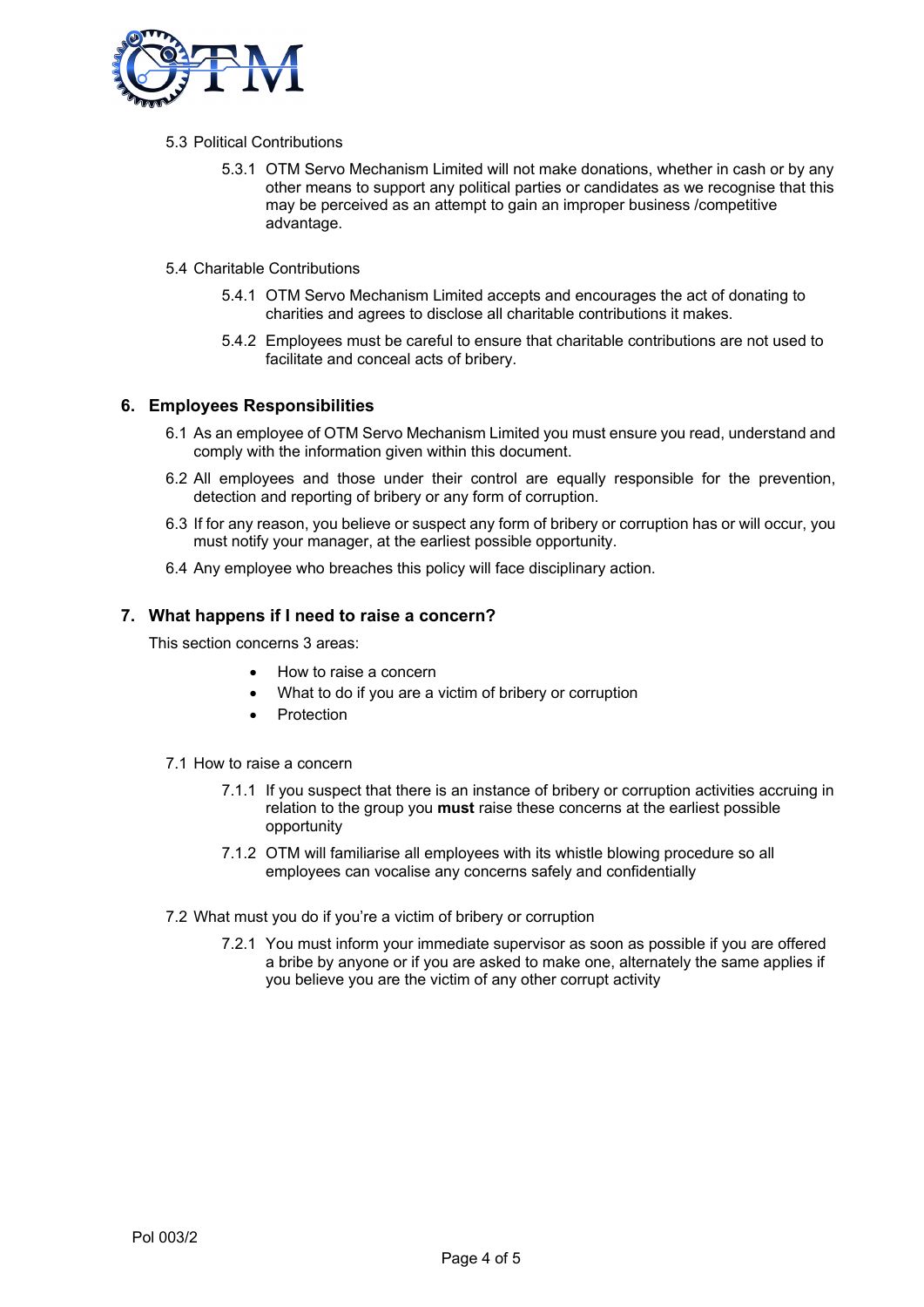5.3 Political Contributions

5.3.1 OTM Servo Mechanism Limited will not make donations, whether in cash or by any other means to support any political parties or candidates as we recognise that this may be perceived as an attempt to gain an improper business /competitive advantage.

5.4 Charitable Contributions

5.4.1 OTM Servo Mechanism Limited accepts and encourages the act of donating to charities and agrees to disclose all charitable contributions it makes.

5.4.2 Employees must be careful to ensure that charitable contributions are not used to facilitate and conceal acts of bribery.

## 6. Employees Responsibilities

6.1 As an employee of OTM Servo Mechanism Limited you must ensure you read, understand and comply with the information given within this document.

6.2 All employees and those under their control are equally responsible for the prevention, detection and reporting of bribery or any form of corruption.

6.3 If for any reason, you believe or suspect any form of bribery or corruption has or will occur, you must notify your manager, at the earliest possible opportunity.

6.4 Any employee who breaches this policy will face disciplinary action.

## 7. What happens if I need to raise a concern?

This section concerns 3 areas:

- How to raise a concern
- What to do if you are a victim of bribery or corruption
- Protection

7.1 How to raise a concern

7.1.1 If you suspect that there is an instance of bribery or corruption activities accruing in relation to the group you **must** raise these concerns at the earliest possible opportunity

7.1.2 OTM will familiarise all employees with its whistle blowing procedure so all employees can vocalise any concerns safely and confidentially

7.2 What must you do if you're a victim of bribery or corruption

7.2.1 You must inform your immediate supervisor as soon as possible if you are offered a bribe by anyone or if you are asked to make one, alternately the same applies if you believe you are the victim of any other corrupt activity

Pol 003/2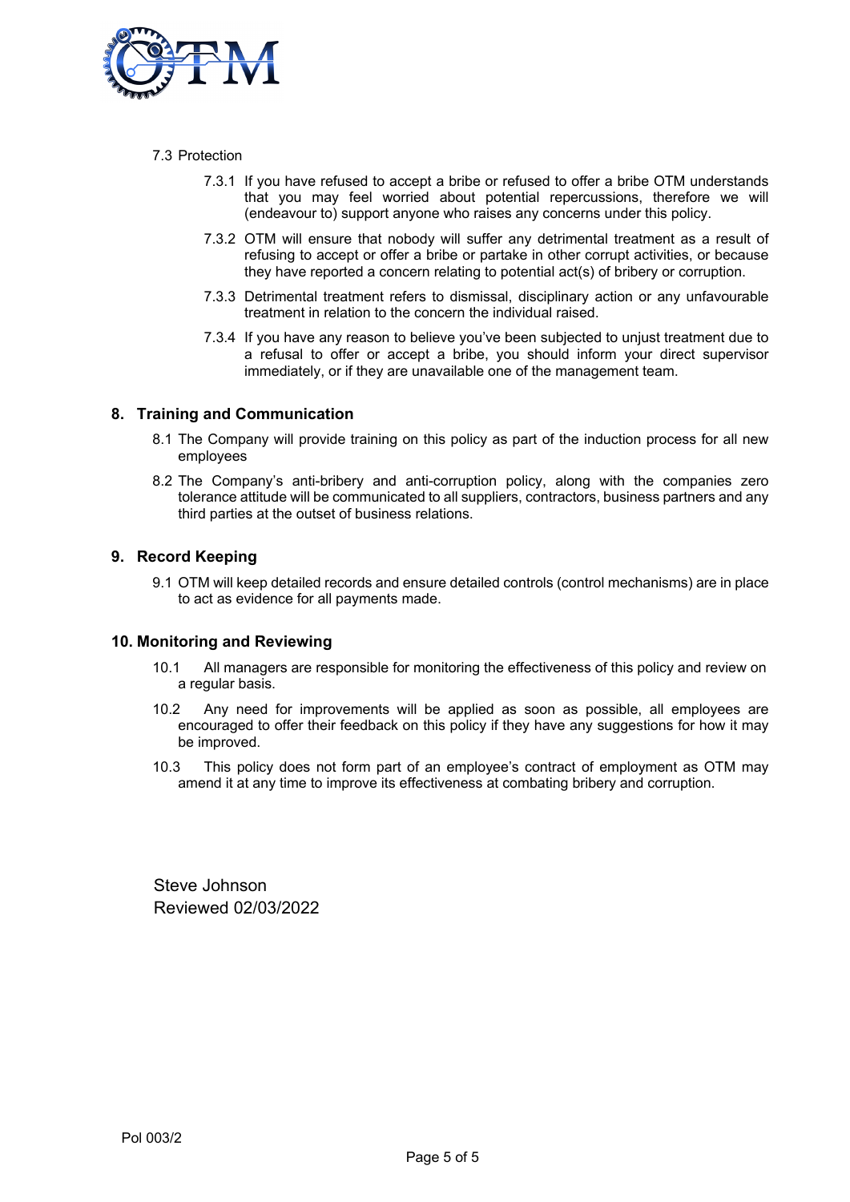7.3 Protection

7.3.1 If you have refused to accept a bribe or refused to offer a bribe OTM understands that you may feel worried about potential repercussions, therefore we will (endeavour to) support anyone who raises any concerns under this policy.

7.3.2 OTM will ensure that nobody will suffer any detrimental treatment as a result of refusing to accept or offer a bribe or partake in other corrupt activities, or because they have reported a concern relating to potential act(s) of bribery or corruption.

7.3.3 Detrimental treatment refers to dismissal, disciplinary action or any unfavourable treatment in relation to the concern the individual raised.

7.3.4 If you have any reason to believe you've been subjected to unjust treatment due to a refusal to offer or accept a bribe, you should inform your direct supervisor immediately, or if they are unavailable one of the management team.

## 8. Training and Communication

8.1 The Company will provide training on this policy as part of the induction process for all new employees

8.2 The Company's anti-bribery and anti-corruption policy, along with the companies zero tolerance attitude will be communicated to all suppliers, contractors, business partners and any third parties at the outset of business relations.

## 9. Record Keeping

9.1 OTM will keep detailed records and ensure detailed controls (control mechanisms) are in place to act as evidence for all payments made.

## 10. Monitoring and Reviewing

10.1 All managers are responsible for monitoring the effectiveness of this policy and review on a regular basis.

10.2 Any need for improvements will be applied as soon as possible, all employees are encouraged to offer their feedback on this policy if they have any suggestions for how it may be improved.

10.3 This policy does not form part of an employee's contract of employment as OTM may amend it at any time to improve its effectiveness at combating bribery and corruption.

Steve Johnson
Reviewed 02/03/2022

Pol 003/2